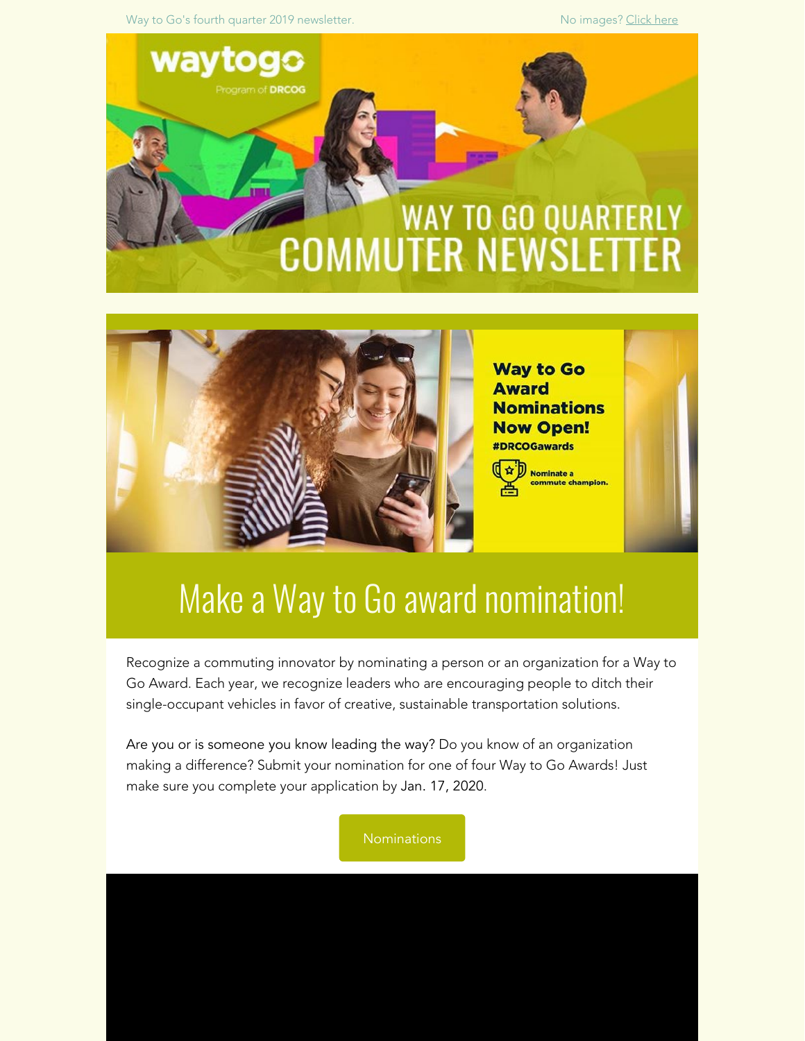Way to Go's fourth quarter 2019 newsletter.

No images? Click here

# WAY TO GO QUARTERLY COMMUTER NEWSLETTER

## Make a Way to Go award nomination!

Recognize a commuting innovator by nominating a person or an organization for a Way to Go Award. Each year, we recognize leaders who are encouraging people to ditch their single-occupant vehicles in favor of creative, sustainable transportation solutions.

Are you or is someone you know leading the way? Do you know of an organization making a difference? Submit your nomination for one of four Way to Go Awards! Just make sure you complete your application by Jan. 17, 2020.

Nominations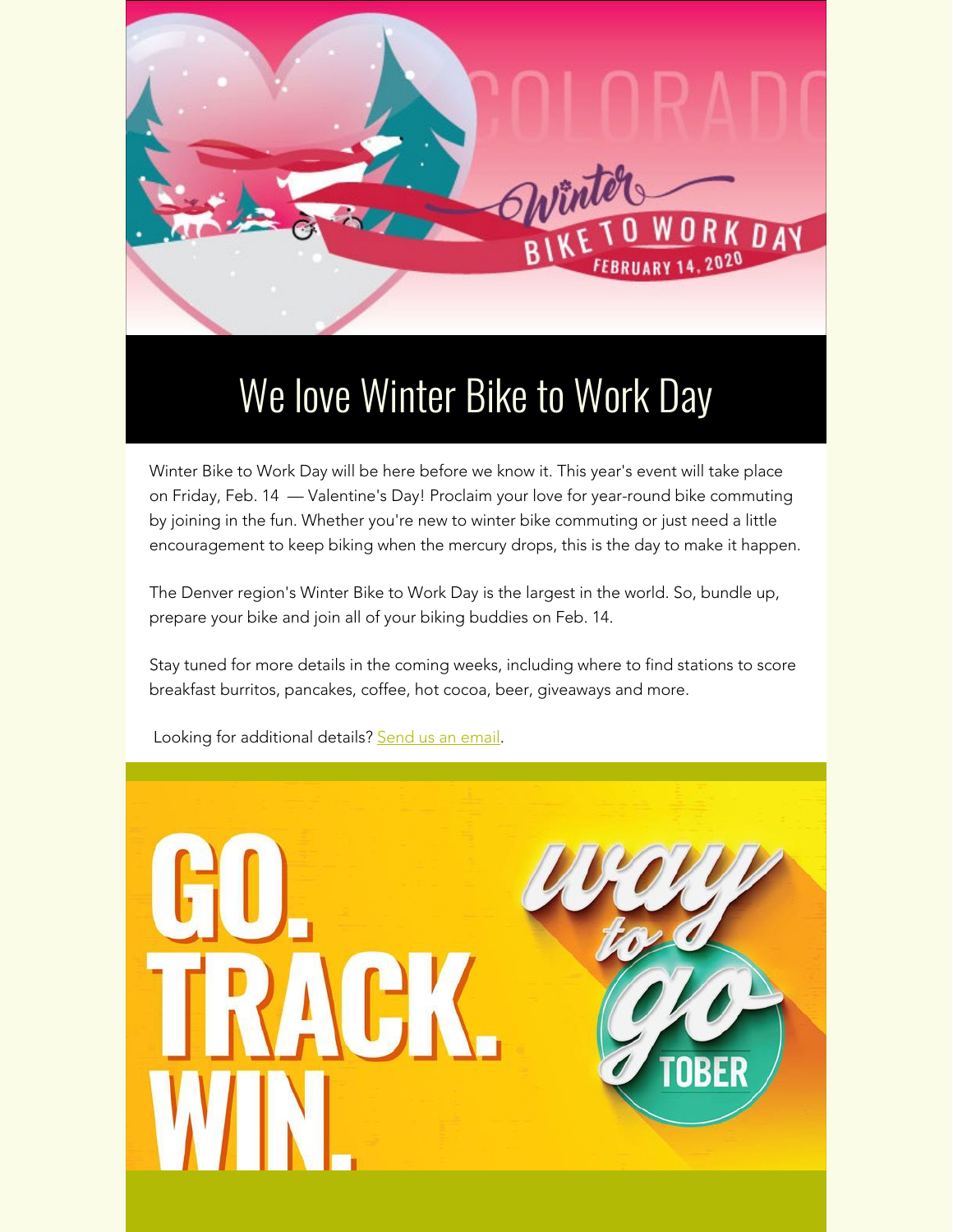# We love Winter Bike to Work Day

Winter Bike to Work Day will be here before we know it. This year's event will take place on Friday, Feb. 14 — Valentine's Day! Proclaim your love for year-round bike commuting by joining in the fun. Whether you're new to winter bike commuting or just need a little encouragement to keep biking when the mercury drops, this is the day to make it happen.

The Denver region's Winter Bike to Work Day is the largest in the world. So, bundle up, prepare your bike and join all of your biking buddies on Feb. 14.

Stay tuned for more details in the coming weeks, including where to find stations to score breakfast burritos, pancakes, coffee, hot cocoa, beer, giveaways and more.

Looking for additional details? Send us an email.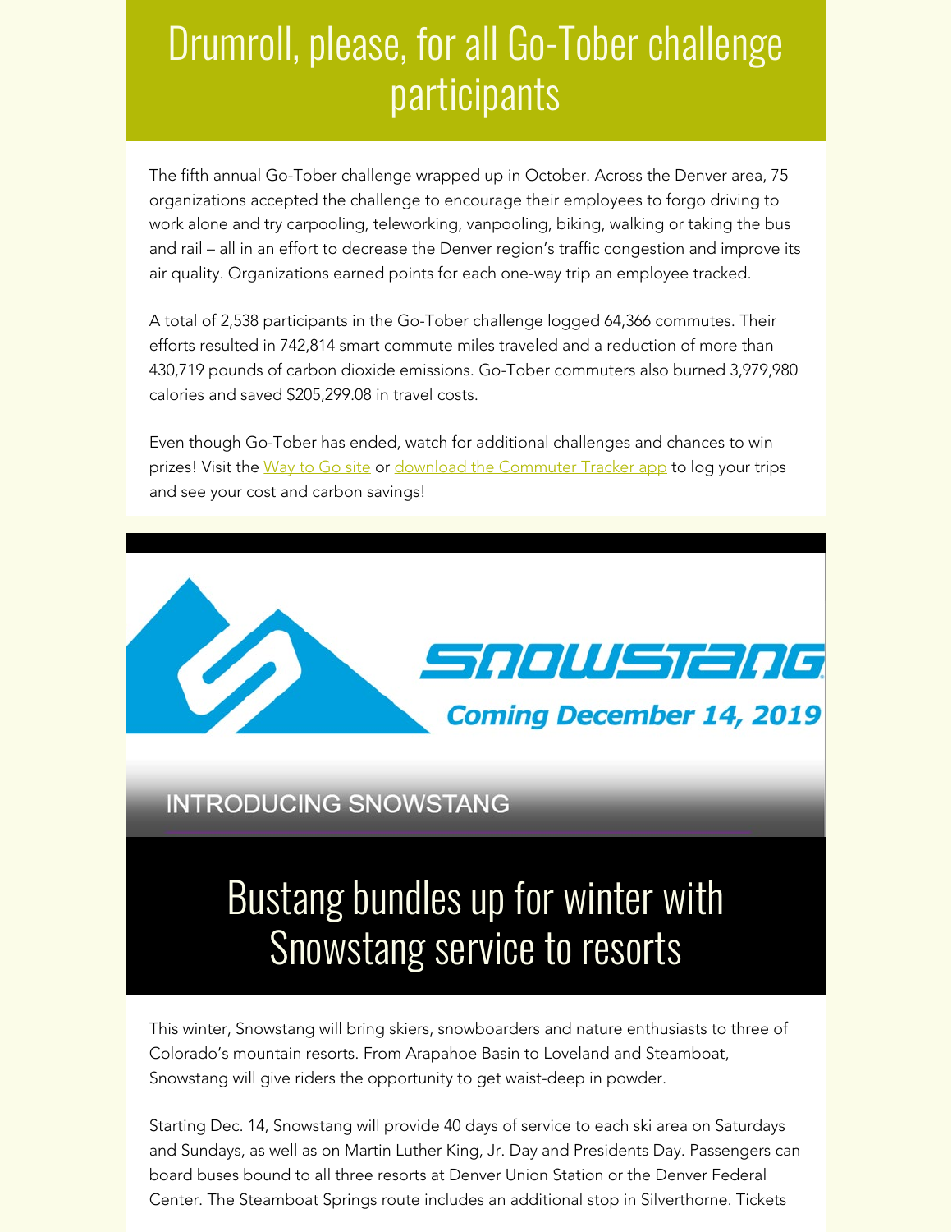# Drumroll, please, for all Go-Tober challenge participants

The fifth annual Go-Tober challenge wrapped up in October. Across the Denver area, 75 organizations accepted the challenge to encourage their employees to forgo driving to work alone and try carpooling, teleworking, vanpooling, biking, walking or taking the bus and rail – all in an effort to decrease the Denver region's traffic congestion and improve its air quality. Organizations earned points for each one-way trip an employee tracked.

A total of 2,538 participants in the Go-Tober challenge logged 64,366 commutes. Their efforts resulted in 742,814 smart commute miles traveled and a reduction of more than 430,719 pounds of carbon dioxide emissions. Go-Tober commuters also burned 3,979,980 calories and saved $205,299.08 in travel costs.

Even though Go-Tober has ended, watch for additional challenges and chances to win prizes! Visit the [Way to Go site]() or [download the Commuter Tracker app]() to log your trips and see your cost and carbon savings!

SNOWSTANG

Coming December 14, 2019

INTRODUCING SNOWSTANG

# Bustang bundles up for winter with Snowstang service to resorts

This winter, Snowstang will bring skiers, snowboarders and nature enthusiasts to three of Colorado's mountain resorts. From Arapahoe Basin to Loveland and Steamboat, Snowstang will give riders the opportunity to get waist-deep in powder.

Starting Dec. 14, Snowstang will provide 40 days of service to each ski area on Saturdays and Sundays, as well as on Martin Luther King, Jr. Day and Presidents Day. Passengers can board buses bound to all three resorts at Denver Union Station or the Denver Federal Center. The Steamboat Springs route includes an additional stop in Silverthorne. Tickets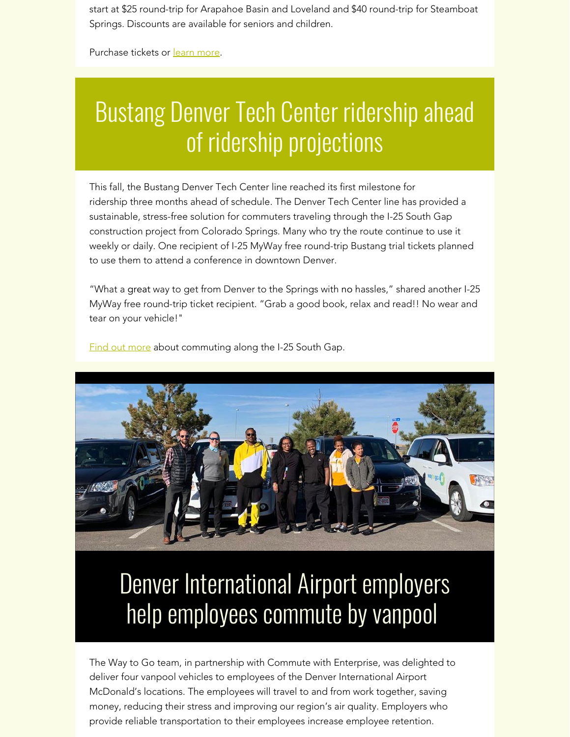start at $25 round-trip for Arapahoe Basin and Loveland and $40 round-trip for Steamboat Springs. Discounts are available for seniors and children.

Purchase tickets or learn more.

# Bustang Denver Tech Center ridership ahead of ridership projections

This fall, the Bustang Denver Tech Center line reached its first milestone for ridership three months ahead of schedule. The Denver Tech Center line has provided a sustainable, stress-free solution for commuters traveling through the I-25 South Gap construction project from Colorado Springs. Many who try the route continue to use it weekly or daily. One recipient of I-25 MyWay free round-trip Bustang trial tickets planned to use them to attend a conference in downtown Denver.

"What a great way to get from Denver to the Springs with no hassles," shared another I-25 MyWay free round-trip ticket recipient. "Grab a good book, relax and read!! No wear and tear on your vehicle!"

Find out more about commuting along the I-25 South Gap.

# Denver International Airport employers help employees commute by vanpool

The Way to Go team, in partnership with Commute with Enterprise, was delighted to deliver four vanpool vehicles to employees of the Denver International Airport McDonald's locations. The employees will travel to and from work together, saving money, reducing their stress and improving our region's air quality. Employers who provide reliable transportation to their employees increase employee retention.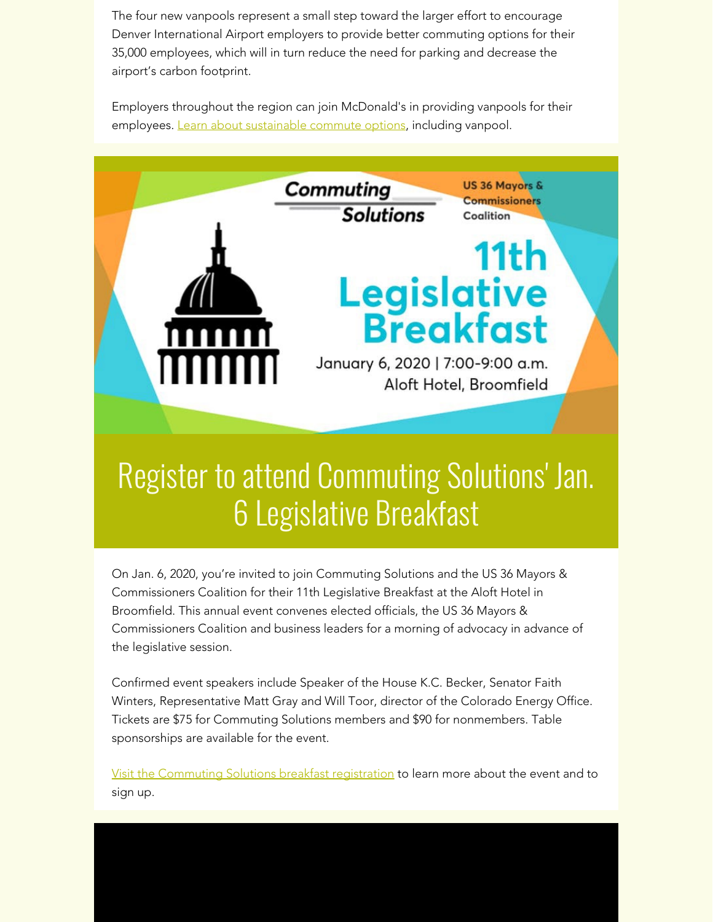The four new vanpools represent a small step toward the larger effort to encourage Denver International Airport employers to provide better commuting options for their 35,000 employees, which will in turn reduce the need for parking and decrease the airport's carbon footprint.

Employers throughout the region can join McDonald's in providing vanpools for their employees. Learn about sustainable commute options, including vanpool.

Commuting Solutions

US 36 Mayors & Commissioners Coalition

11th Legislative Breakfast

January 6, 2020 | 7:00-9:00 a.m.
Aloft Hotel, Broomfield

# Register to attend Commuting Solutions' Jan. 6 Legislative Breakfast

On Jan. 6, 2020, you're invited to join Commuting Solutions and the US 36 Mayors & Commissioners Coalition for their 11th Legislative Breakfast at the Aloft Hotel in Broomfield. This annual event convenes elected officials, the US 36 Mayors & Commissioners Coalition and business leaders for a morning of advocacy in advance of the legislative session.

Confirmed event speakers include Speaker of the House K.C. Becker, Senator Faith Winters, Representative Matt Gray and Will Toor, director of the Colorado Energy Office. Tickets are $75 for Commuting Solutions members and $90 for nonmembers. Table sponsorships are available for the event.

Visit the Commuting Solutions breakfast registration to learn more about the event and to sign up.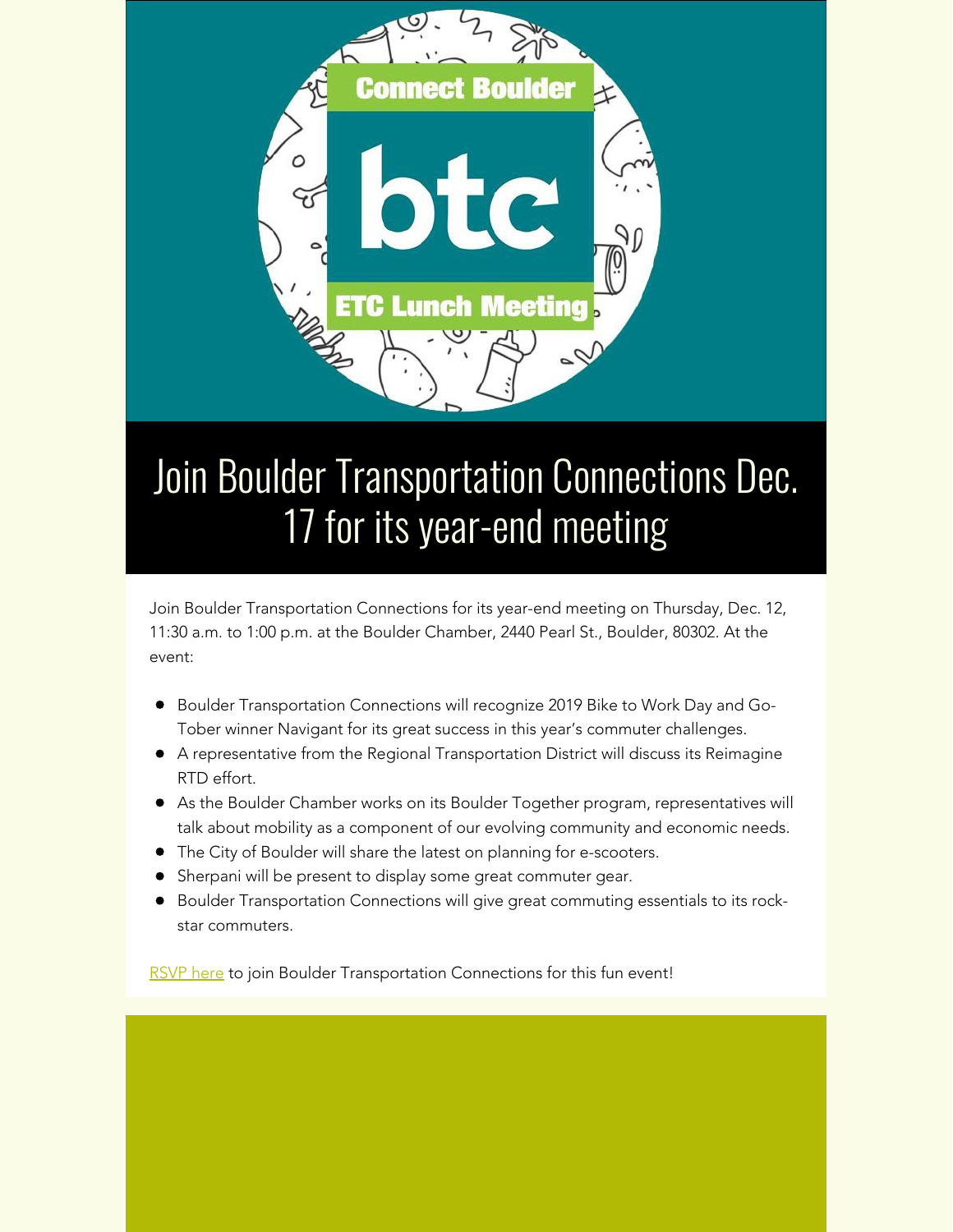Connect Boulder

btc

ETC Lunch Meeting

# Join Boulder Transportation Connections Dec. 17 for its year-end meeting

Join Boulder Transportation Connections for its year-end meeting on Thursday, Dec. 12, 11:30 a.m. to 1:00 p.m. at the Boulder Chamber, 2440 Pearl St., Boulder, 80302. At the event:

- Boulder Transportation Connections will recognize 2019 Bike to Work Day and Go-Tober winner Navigant for its great success in this year's commuter challenges.
- A representative from the Regional Transportation District will discuss its Reimagine RTD effort.
- As the Boulder Chamber works on its Boulder Together program, representatives will talk about mobility as a component of our evolving community and economic needs.
- The City of Boulder will share the latest on planning for e-scooters.
- Sherpani will be present to display some great commuter gear.
- Boulder Transportation Connections will give great commuting essentials to its rock-star commuters.

RSVP here to join Boulder Transportation Connections for this fun event!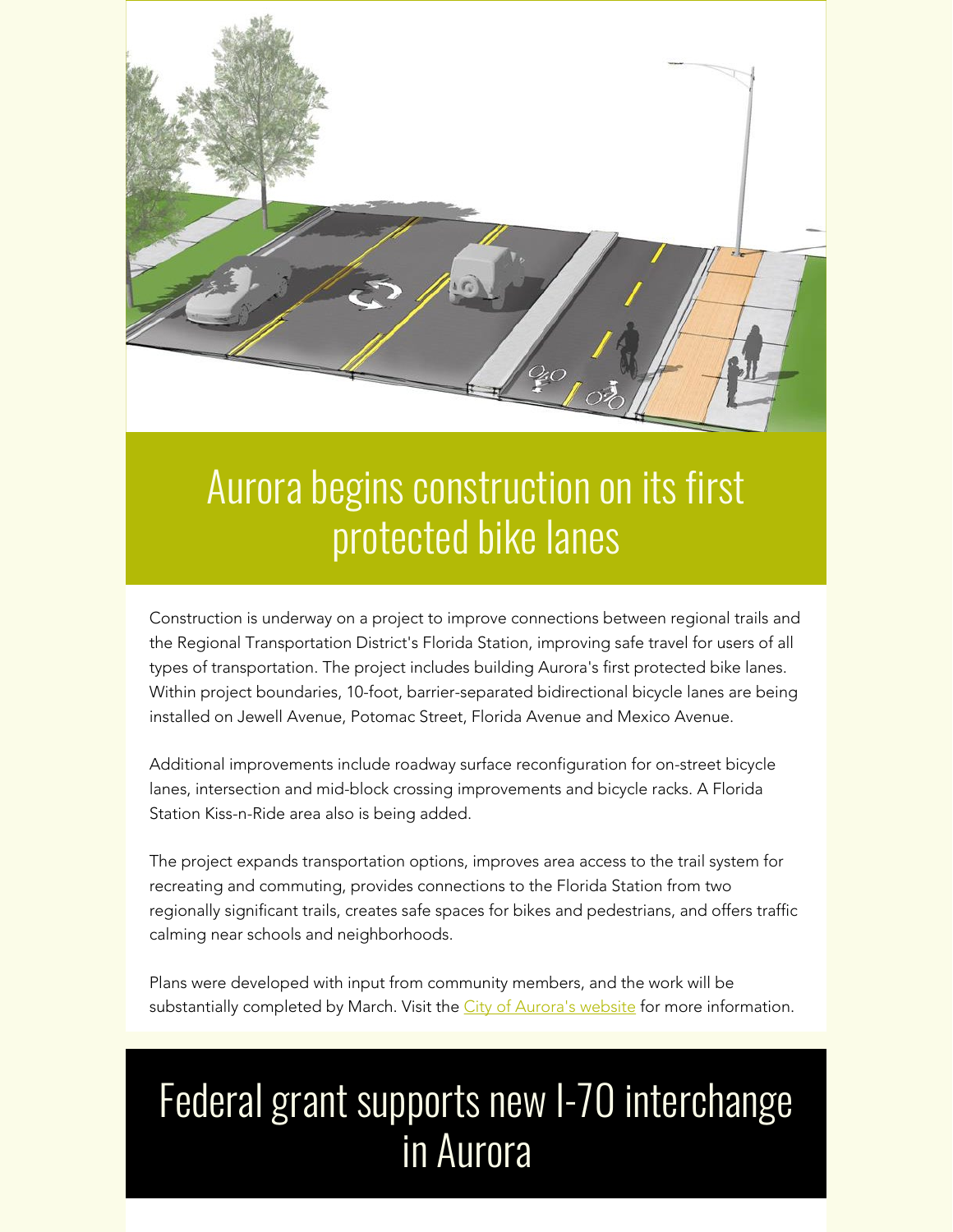# Aurora begins construction on its first protected bike lanes

Construction is underway on a project to improve connections between regional trails and the Regional Transportation District's Florida Station, improving safe travel for users of all types of transportation. The project includes building Aurora's first protected bike lanes. Within project boundaries, 10-foot, barrier-separated bidirectional bicycle lanes are being installed on Jewell Avenue, Potomac Street, Florida Avenue and Mexico Avenue.

Additional improvements include roadway surface reconfiguration for on-street bicycle lanes, intersection and mid-block crossing improvements and bicycle racks. A Florida Station Kiss-n-Ride area also is being added.

The project expands transportation options, improves area access to the trail system for recreating and commuting, provides connections to the Florida Station from two regionally significant trails, creates safe spaces for bikes and pedestrians, and offers traffic calming near schools and neighborhoods.

Plans were developed with input from community members, and the work will be substantially completed by March. Visit the City of Aurora's website for more information.

# Federal grant supports new I-70 interchange in Aurora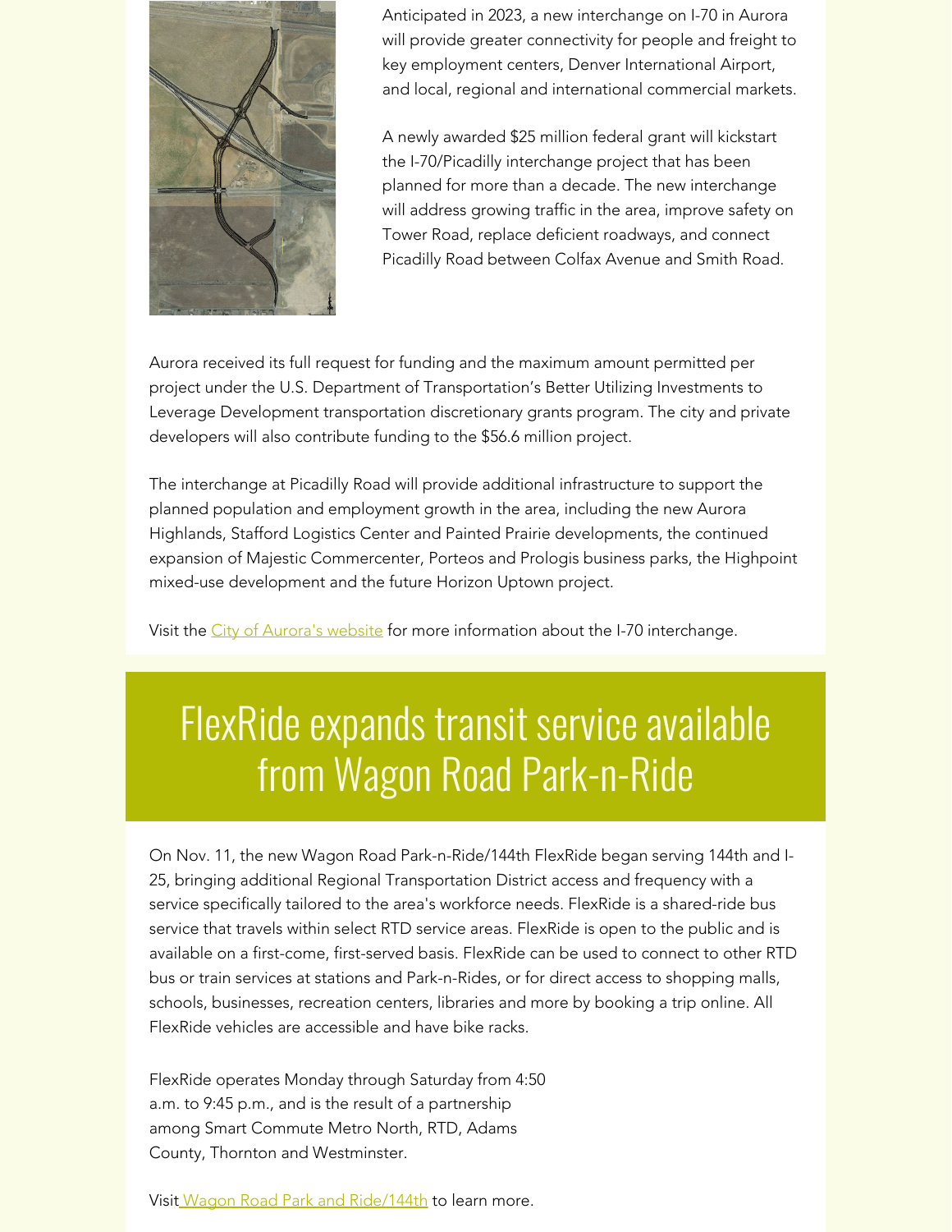Anticipated in 2023, a new interchange on I-70 in Aurora will provide greater connectivity for people and freight to key employment centers, Denver International Airport, and local, regional and international commercial markets.

A newly awarded $25 million federal grant will kickstart the I-70/Picadilly interchange project that has been planned for more than a decade. The new interchange will address growing traffic in the area, improve safety on Tower Road, replace deficient roadways, and connect Picadilly Road between Colfax Avenue and Smith Road.

Aurora received its full request for funding and the maximum amount permitted per project under the U.S. Department of Transportation's Better Utilizing Investments to Leverage Development transportation discretionary grants program. The city and private developers will also contribute funding to the $56.6 million project.

The interchange at Picadilly Road will provide additional infrastructure to support the planned population and employment growth in the area, including the new Aurora Highlands, Stafford Logistics Center and Painted Prairie developments, the continued expansion of Majestic Commercenter, Porteos and Prologis business parks, the Highpoint mixed-use development and the future Horizon Uptown project.

Visit the City of Aurora's website for more information about the I-70 interchange.

# FlexRide expands transit service available from Wagon Road Park-n-Ride

On Nov. 11, the new Wagon Road Park-n-Ride/144th FlexRide began serving 144th and I-25, bringing additional Regional Transportation District access and frequency with a service specifically tailored to the area's workforce needs. FlexRide is a shared-ride bus service that travels within select RTD service areas. FlexRide is open to the public and is available on a first-come, first-served basis. FlexRide can be used to connect to other RTD bus or train services at stations and Park-n-Rides, or for direct access to shopping malls, schools, businesses, recreation centers, libraries and more by booking a trip online. All FlexRide vehicles are accessible and have bike racks.

FlexRide operates Monday through Saturday from 4:50 a.m. to 9:45 p.m., and is the result of a partnership among Smart Commute Metro North, RTD, Adams County, Thornton and Westminster.

Visit Wagon Road Park and Ride/144th to learn more.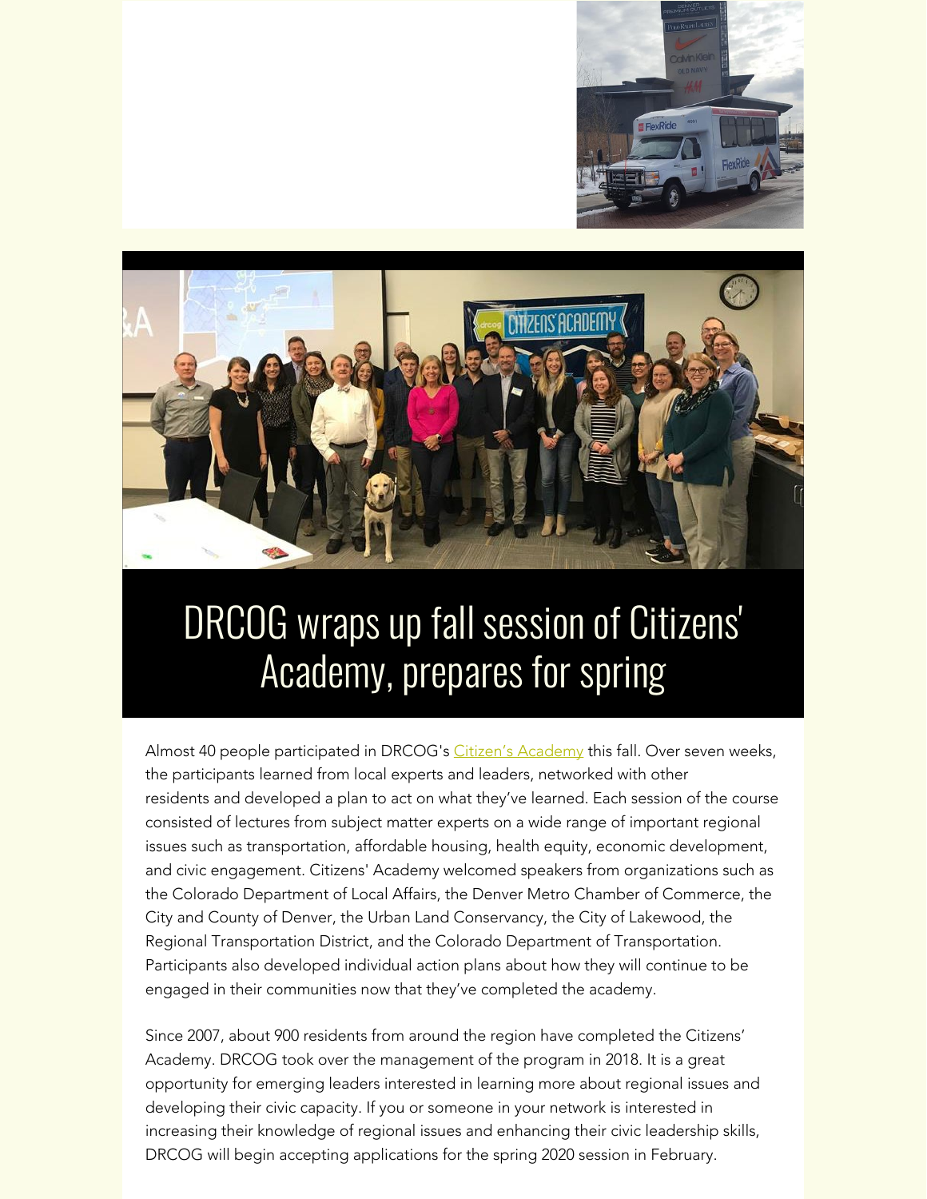# DRCOG wraps up fall session of Citizens' Academy, prepares for spring

Almost 40 people participated in DRCOG's Citizen's Academy this fall. Over seven weeks, the participants learned from local experts and leaders, networked with other residents and developed a plan to act on what they've learned. Each session of the course consisted of lectures from subject matter experts on a wide range of important regional issues such as transportation, affordable housing, health equity, economic development, and civic engagement. Citizens' Academy welcomed speakers from organizations such as the Colorado Department of Local Affairs, the Denver Metro Chamber of Commerce, the City and County of Denver, the Urban Land Conservancy, the City of Lakewood, the Regional Transportation District, and the Colorado Department of Transportation. Participants also developed individual action plans about how they will continue to be engaged in their communities now that they've completed the academy.

Since 2007, about 900 residents from around the region have completed the Citizens' Academy. DRCOG took over the management of the program in 2018. It is a great opportunity for emerging leaders interested in learning more about regional issues and developing their civic capacity. If you or someone in your network is interested in increasing their knowledge of regional issues and enhancing their civic leadership skills, DRCOG will begin accepting applications for the spring 2020 session in February.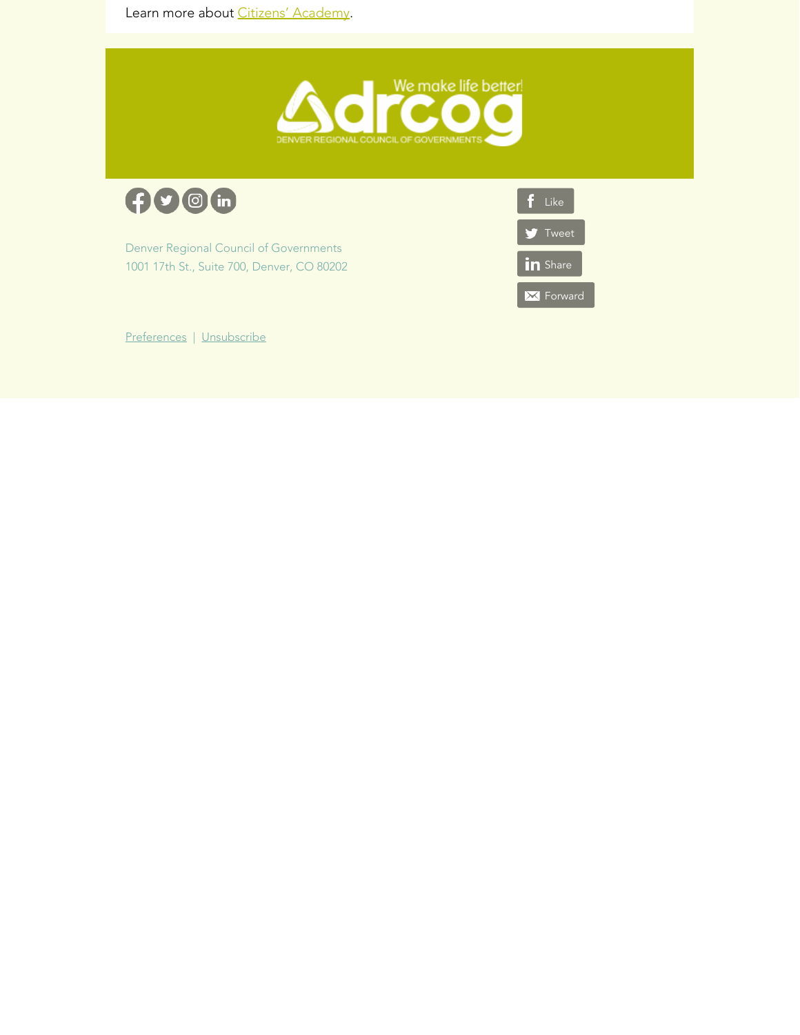Learn more about Citizens' Academy.

Like

Tweet

Share

Forward

Denver Regional Council of Governments
1001 17th St., Suite 700, Denver, CO 80202

Preferences | Unsubscribe